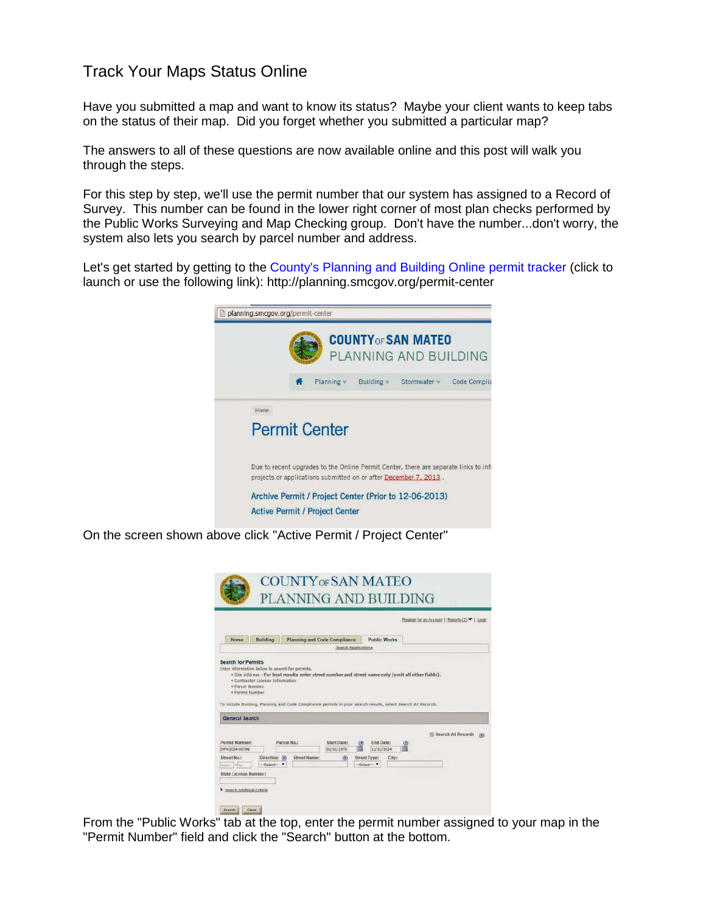# Track Your Maps Status Online

Have you submitted a map and want to know its status? Maybe your client wants to keep tabs on the status of their map. Did you forget whether you submitted a particular map?

The answers to all of these questions are now available online and this post will walk you through the steps.

For this step by step, we'll use the permit number that our system has assigned to a Record of Survey. This number can be found in the lower right corner of most plan checks performed by the Public Works Surveying and Map Checking group. Don't have the number...don't worry, the system also lets you search by parcel number and address.

Let's get started by getting to the County's Planning and Building Online permit tracker (click to launch or use the following link): http://planning.smcgov.org/permit-center

On the screen shown above click "Active Permit / Project Center"

From the "Public Works" tab at the top, enter the permit number assigned to your map in the "Permit Number" field and click the "Search" button at the bottom.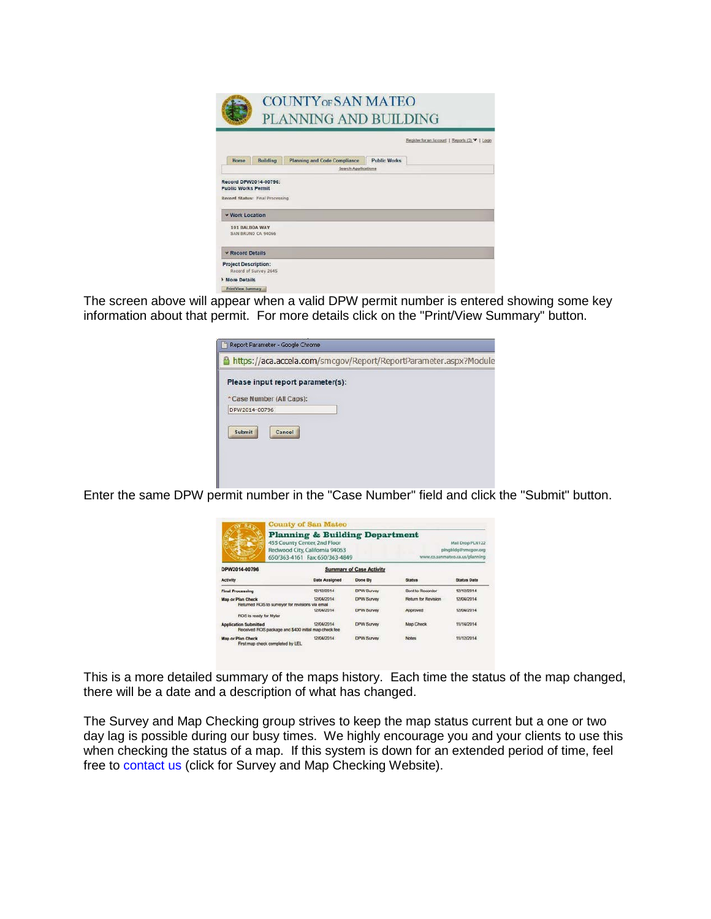The screen above will appear when a valid DPW permit number is entered showing some key information about that permit. For more details click on the "Print/View Summary" button.

Enter the same DPW permit number in the "Case Number" field and click the "Submit" button.

This is a more detailed summary of the maps history. Each time the status of the map changed, there will be a date and a description of what has changed.

The Survey and Map Checking group strives to keep the map status current but a one or two day lag is possible during our busy times. We highly encourage you and your clients to use this when checking the status of a map. If this system is down for an extended period of time, feel free to contact us (click for Survey and Map Checking Website).